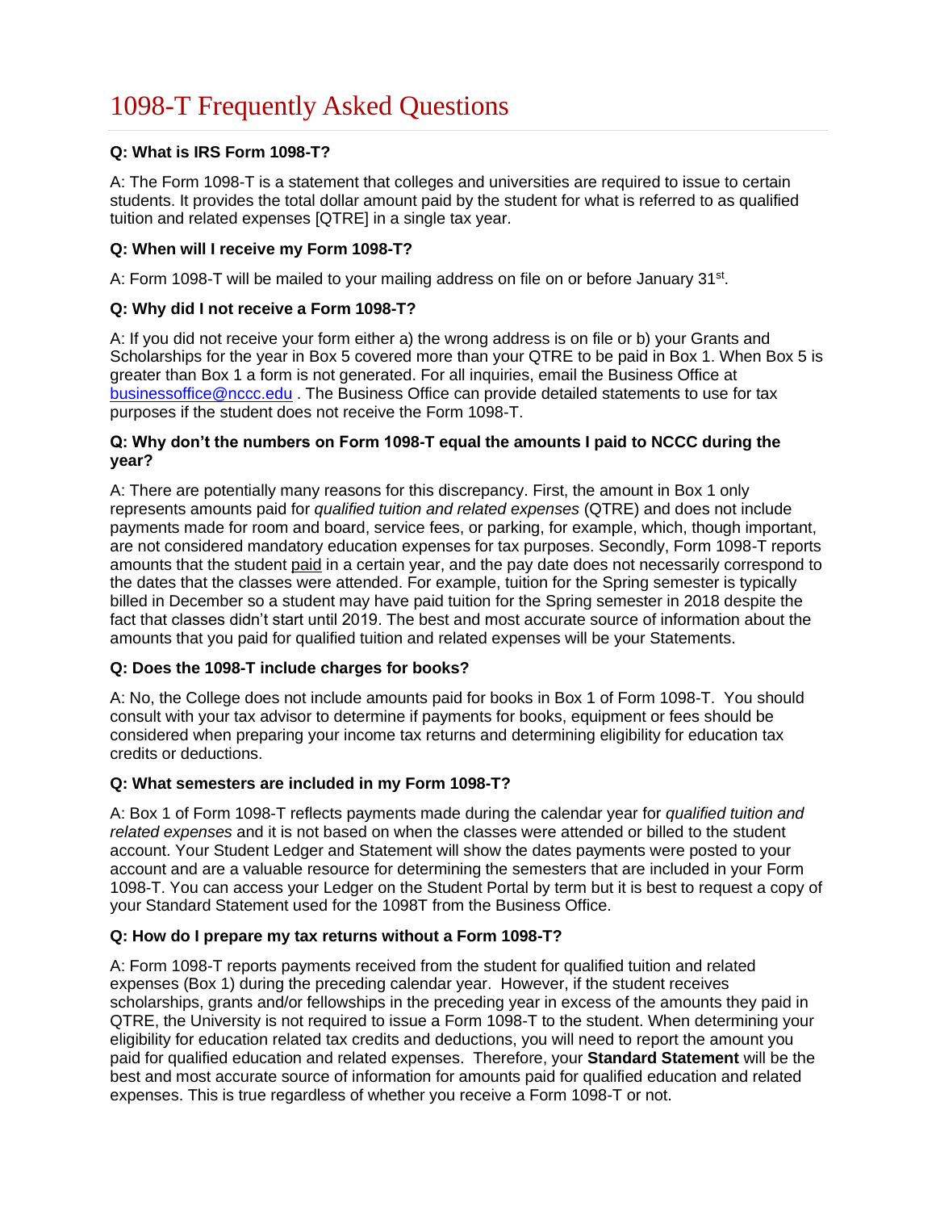# 1098-T Frequently Asked Questions

**Q: What is IRS Form 1098-T?**

A: The Form 1098-T is a statement that colleges and universities are required to issue to certain students. It provides the total dollar amount paid by the student for what is referred to as qualified tuition and related expenses [QTRE] in a single tax year.

**Q: When will I receive my Form 1098-T?**

A: Form 1098-T will be mailed to your mailing address on file on or before January 31st.

**Q: Why did I not receive a Form 1098-T?**

A: If you did not receive your form either a) the wrong address is on file or b) your Grants and Scholarships for the year in Box 5 covered more than your QTRE to be paid in Box 1. When Box 5 is greater than Box 1 a form is not generated. For all inquiries, email the Business Office at businessoffice@nccc.edu . The Business Office can provide detailed statements to use for tax purposes if the student does not receive the Form 1098-T.

**Q: Why don't the numbers on Form 1098-T equal the amounts I paid to NCCC during the year?**

A: There are potentially many reasons for this discrepancy. First, the amount in Box 1 only represents amounts paid for *qualified tuition and related expenses* (QTRE) and does not include payments made for room and board, service fees, or parking, for example, which, though important, are not considered mandatory education expenses for tax purposes. Secondly, Form 1098-T reports amounts that the student paid in a certain year, and the pay date does not necessarily correspond to the dates that the classes were attended. For example, tuition for the Spring semester is typically billed in December so a student may have paid tuition for the Spring semester in 2018 despite the fact that classes didn't start until 2019. The best and most accurate source of information about the amounts that you paid for qualified tuition and related expenses will be your Statements.

**Q: Does the 1098-T include charges for books?**

A: No, the College does not include amounts paid for books in Box 1 of Form 1098-T. You should consult with your tax advisor to determine if payments for books, equipment or fees should be considered when preparing your income tax returns and determining eligibility for education tax credits or deductions.

**Q: What semesters are included in my Form 1098-T?**

A: Box 1 of Form 1098-T reflects payments made during the calendar year for *qualified tuition and related expenses* and it is not based on when the classes were attended or billed to the student account. Your Student Ledger and Statement will show the dates payments were posted to your account and are a valuable resource for determining the semesters that are included in your Form 1098-T. You can access your Ledger on the Student Portal by term but it is best to request a copy of your Standard Statement used for the 1098T from the Business Office.

**Q: How do I prepare my tax returns without a Form 1098-T?**

A: Form 1098-T reports payments received from the student for qualified tuition and related expenses (Box 1) during the preceding calendar year. However, if the student receives scholarships, grants and/or fellowships in the preceding year in excess of the amounts they paid in QTRE, the University is not required to issue a Form 1098-T to the student. When determining your eligibility for education related tax credits and deductions, you will need to report the amount you paid for qualified education and related expenses. Therefore, your **Standard Statement** will be the best and most accurate source of information for amounts paid for qualified education and related expenses. This is true regardless of whether you receive a Form 1098-T or not.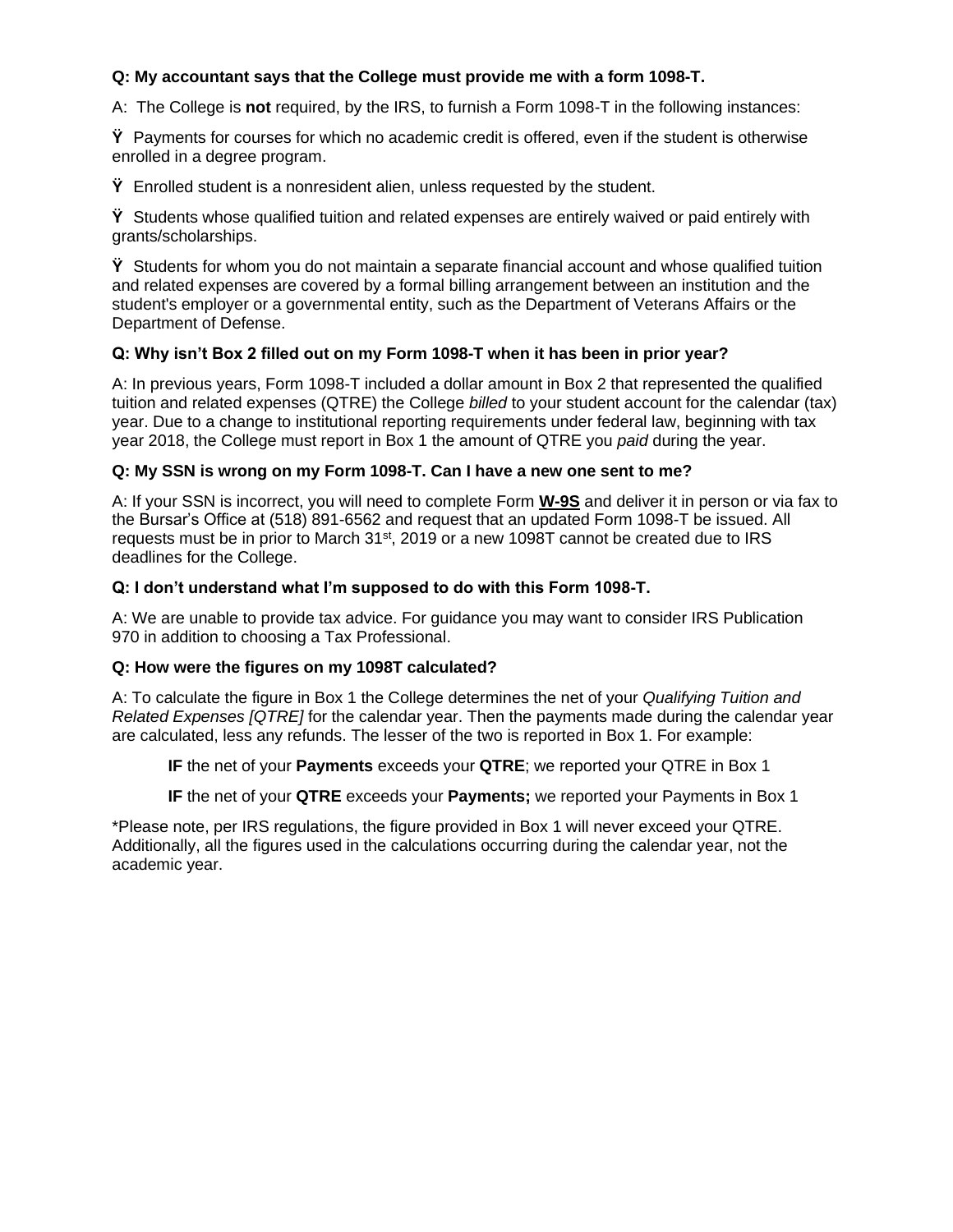**Q: My accountant says that the College must provide me with a form 1098-T.**

A: The College is **not** required, by the IRS, to furnish a Form 1098-T in the following instances:

- Payments for courses for which no academic credit is offered, even if the student is otherwise enrolled in a degree program.
- Enrolled student is a nonresident alien, unless requested by the student.
- Students whose qualified tuition and related expenses are entirely waived or paid entirely with grants/scholarships.
- Students for whom you do not maintain a separate financial account and whose qualified tuition and related expenses are covered by a formal billing arrangement between an institution and the student's employer or a governmental entity, such as the Department of Veterans Affairs or the Department of Defense.

**Q: Why isn't Box 2 filled out on my Form 1098-T when it has been in prior year?**

A: In previous years, Form 1098-T included a dollar amount in Box 2 that represented the qualified tuition and related expenses (QTRE) the College *billed* to your student account for the calendar (tax) year. Due to a change to institutional reporting requirements under federal law, beginning with tax year 2018, the College must report in Box 1 the amount of QTRE you *paid* during the year.

**Q: My SSN is wrong on my Form 1098-T. Can I have a new one sent to me?**

A: If your SSN is incorrect, you will need to complete Form **W-9S** and deliver it in person or via fax to the Bursar's Office at (518) 891-6562 and request that an updated Form 1098-T be issued. All requests must be in prior to March 31st, 2019 or a new 1098T cannot be created due to IRS deadlines for the College.

**Q: I don't understand what I'm supposed to do with this Form 1098-T.**

A: We are unable to provide tax advice. For guidance you may want to consider IRS Publication 970 in addition to choosing a Tax Professional.

**Q: How were the figures on my 1098T calculated?**

A: To calculate the figure in Box 1 the College determines the net of your *Qualifying Tuition and Related Expenses [QTRE]* for the calendar year. Then the payments made during the calendar year are calculated, less any refunds. The lesser of the two is reported in Box 1. For example:

**IF** the net of your **Payments** exceeds your **QTRE**; we reported your QTRE in Box 1

**IF** the net of your **QTRE** exceeds your **Payments;** we reported your Payments in Box 1

*Please note, per IRS regulations, the figure provided in Box 1 will never exceed your QTRE. Additionally, all the figures used in the calculations occurring during the calendar year, not the academic year.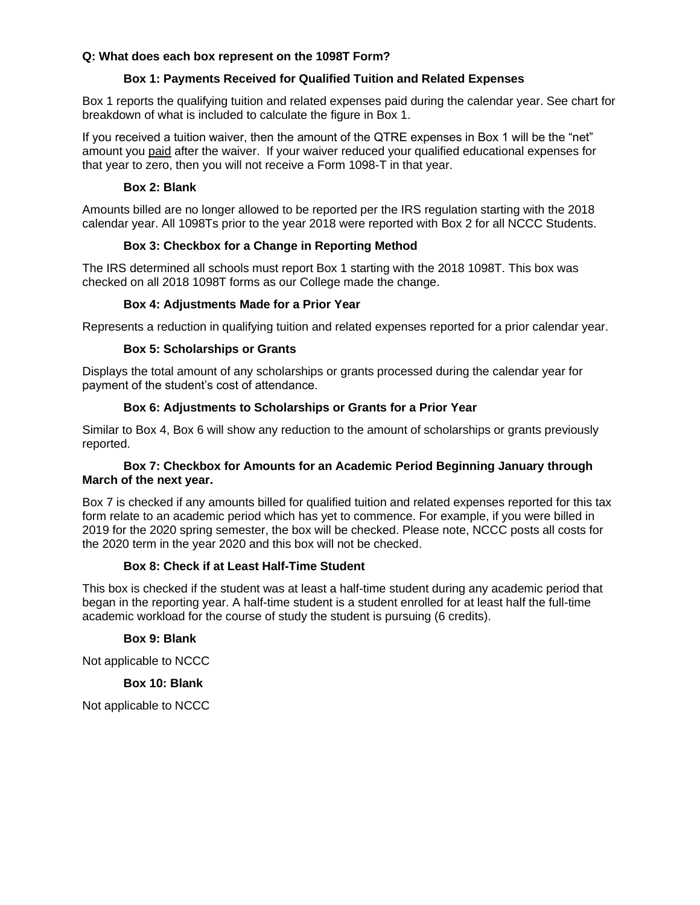**Q: What does each box represent on the 1098T Form?**

**Box 1: Payments Received for Qualified Tuition and Related Expenses**

Box 1 reports the qualifying tuition and related expenses paid during the calendar year. See chart for breakdown of what is included to calculate the figure in Box 1.

If you received a tuition waiver, then the amount of the QTRE expenses in Box 1 will be the "net" amount you paid after the waiver. If your waiver reduced your qualified educational expenses for that year to zero, then you will not receive a Form 1098-T in that year.

**Box 2: Blank**

Amounts billed are no longer allowed to be reported per the IRS regulation starting with the 2018 calendar year. All 1098Ts prior to the year 2018 were reported with Box 2 for all NCCC Students.

**Box 3: Checkbox for a Change in Reporting Method**

The IRS determined all schools must report Box 1 starting with the 2018 1098T. This box was checked on all 2018 1098T forms as our College made the change.

**Box 4: Adjustments Made for a Prior Year**

Represents a reduction in qualifying tuition and related expenses reported for a prior calendar year.

**Box 5: Scholarships or Grants**

Displays the total amount of any scholarships or grants processed during the calendar year for payment of the student's cost of attendance.

**Box 6: Adjustments to Scholarships or Grants for a Prior Year**

Similar to Box 4, Box 6 will show any reduction to the amount of scholarships or grants previously reported.

**Box 7: Checkbox for Amounts for an Academic Period Beginning January through March of the next year.**

Box 7 is checked if any amounts billed for qualified tuition and related expenses reported for this tax form relate to an academic period which has yet to commence. For example, if you were billed in 2019 for the 2020 spring semester, the box will be checked. Please note, NCCC posts all costs for the 2020 term in the year 2020 and this box will not be checked.

**Box 8: Check if at Least Half-Time Student**

This box is checked if the student was at least a half-time student during any academic period that began in the reporting year. A half-time student is a student enrolled for at least half the full-time academic workload for the course of study the student is pursuing (6 credits).

**Box 9: Blank**

Not applicable to NCCC

**Box 10: Blank**

Not applicable to NCCC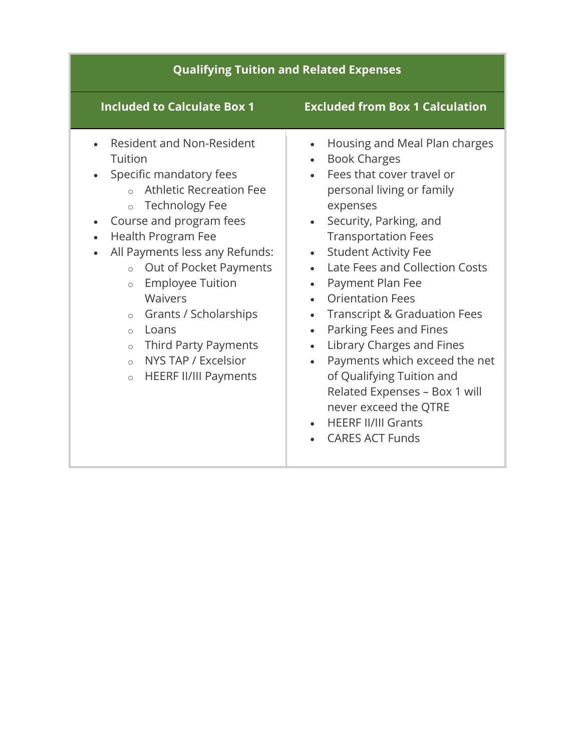| Qualifying Tuition and Related Expenses | |
|---|---|
| **Included to Calculate Box 1** | **Excluded from Box 1 Calculation** |
| • Resident and Non-Resident Tuition<br>• Specific mandatory fees<br>&nbsp;&nbsp;&nbsp;&nbsp;○ Athletic Recreation Fee<br>&nbsp;&nbsp;&nbsp;&nbsp;○ Technology Fee<br>• Course and program fees<br>• Health Program Fee<br>• All Payments less any Refunds:<br>&nbsp;&nbsp;&nbsp;&nbsp;○ Out of Pocket Payments<br>&nbsp;&nbsp;&nbsp;&nbsp;○ Employee Tuition Waivers<br>&nbsp;&nbsp;&nbsp;&nbsp;○ Grants / Scholarships<br>&nbsp;&nbsp;&nbsp;&nbsp;○ Loans<br>&nbsp;&nbsp;&nbsp;&nbsp;○ Third Party Payments<br>&nbsp;&nbsp;&nbsp;&nbsp;○ NYS TAP / Excelsior<br>&nbsp;&nbsp;&nbsp;&nbsp;○ HEERF II/III Payments | • Housing and Meal Plan charges<br>• Book Charges<br>• Fees that cover travel or personal living or family expenses<br>• Security, Parking, and Transportation Fees<br>• Student Activity Fee<br>• Late Fees and Collection Costs<br>• Payment Plan Fee<br>• Orientation Fees<br>• Transcript & Graduation Fees<br>• Parking Fees and Fines<br>• Library Charges and Fines<br>• Payments which exceed the net of Qualifying Tuition and Related Expenses – Box 1 will never exceed the QTRE<br>• HEERF II/III Grants<br>• CARES ACT Funds |